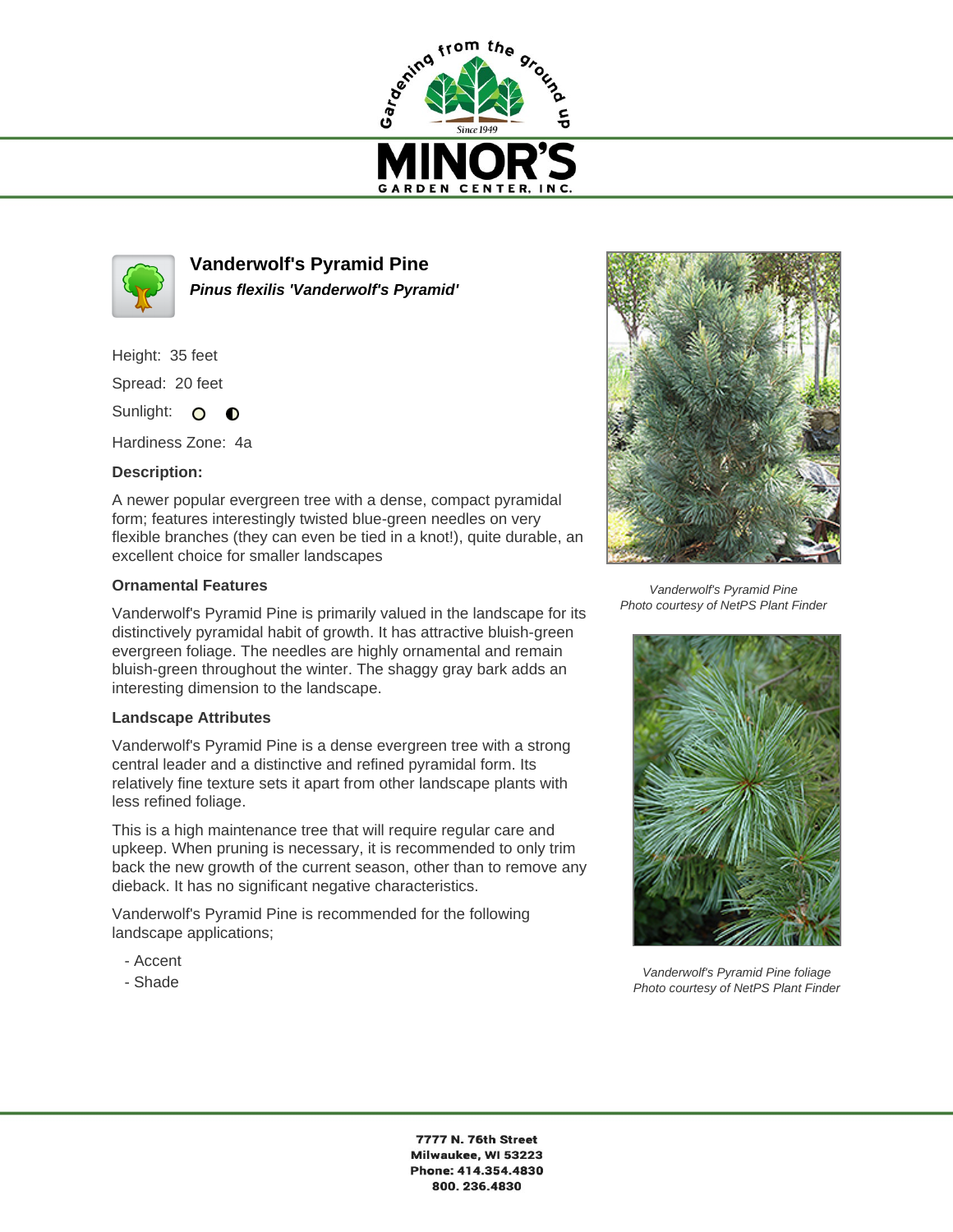# Vanderwolf's Pyramid Pine

***Pinus flexilis 'Vanderwolf's Pyramid'***

Height: 35 feet

Spread: 20 feet

Sunlight:

Hardiness Zone: 4a

**Description:**

A newer popular evergreen tree with a dense, compact pyramidal form; features interestingly twisted blue-green needles on very flexible branches (they can even be tied in a knot!), quite durable, an excellent choice for smaller landscapes

**Ornamental Features**

Vanderwolf's Pyramid Pine is primarily valued in the landscape for its distinctively pyramidal habit of growth. It has attractive bluish-green evergreen foliage. The needles are highly ornamental and remain bluish-green throughout the winter. The shaggy gray bark adds an interesting dimension to the landscape.

**Landscape Attributes**

Vanderwolf's Pyramid Pine is a dense evergreen tree with a strong central leader and a distinctive and refined pyramidal form. Its relatively fine texture sets it apart from other landscape plants with less refined foliage.

This is a high maintenance tree that will require regular care and upkeep. When pruning is necessary, it is recommended to only trim back the new growth of the current season, other than to remove any dieback. It has no significant negative characteristics.

Vanderwolf's Pyramid Pine is recommended for the following landscape applications;

- Accent
- Shade

*Vanderwolf's Pyramid Pine*
*Photo courtesy of NetPS Plant Finder*

*Vanderwolf's Pyramid Pine foliage*
*Photo courtesy of NetPS Plant Finder*

**7777 N. 76th Street**
**Milwaukee, WI 53223**
**Phone: 414.354.4830**
**800. 236.4830**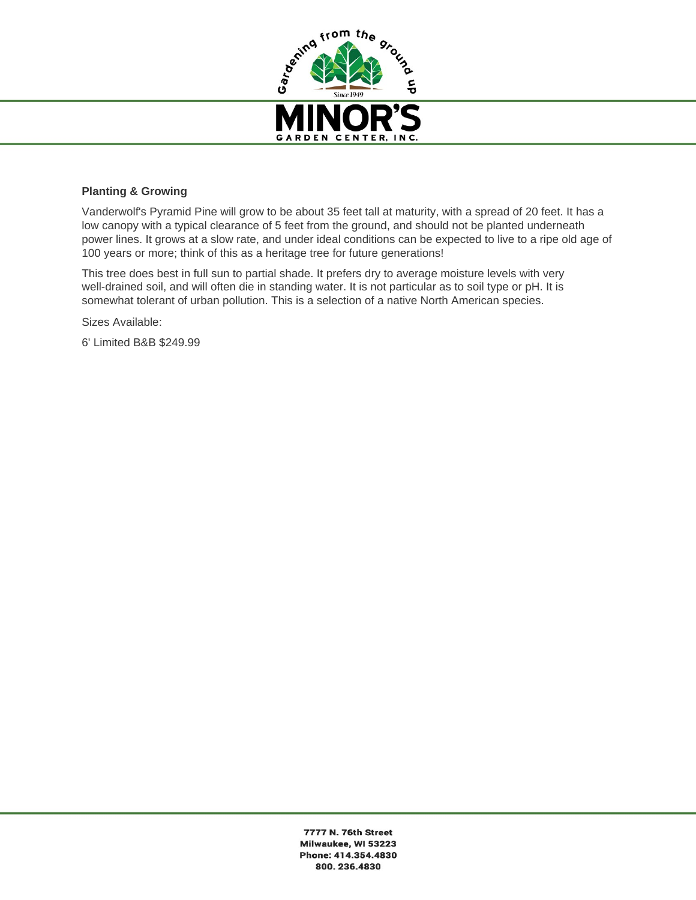**Planting & Growing**

Vanderwolf's Pyramid Pine will grow to be about 35 feet tall at maturity, with a spread of 20 feet. It has a low canopy with a typical clearance of 5 feet from the ground, and should not be planted underneath power lines. It grows at a slow rate, and under ideal conditions can be expected to live to a ripe old age of 100 years or more; think of this as a heritage tree for future generations!

This tree does best in full sun to partial shade. It prefers dry to average moisture levels with very well-drained soil, and will often die in standing water. It is not particular as to soil type or pH. It is somewhat tolerant of urban pollution. This is a selection of a native North American species.

Sizes Available:

6' Limited B&B $249.99